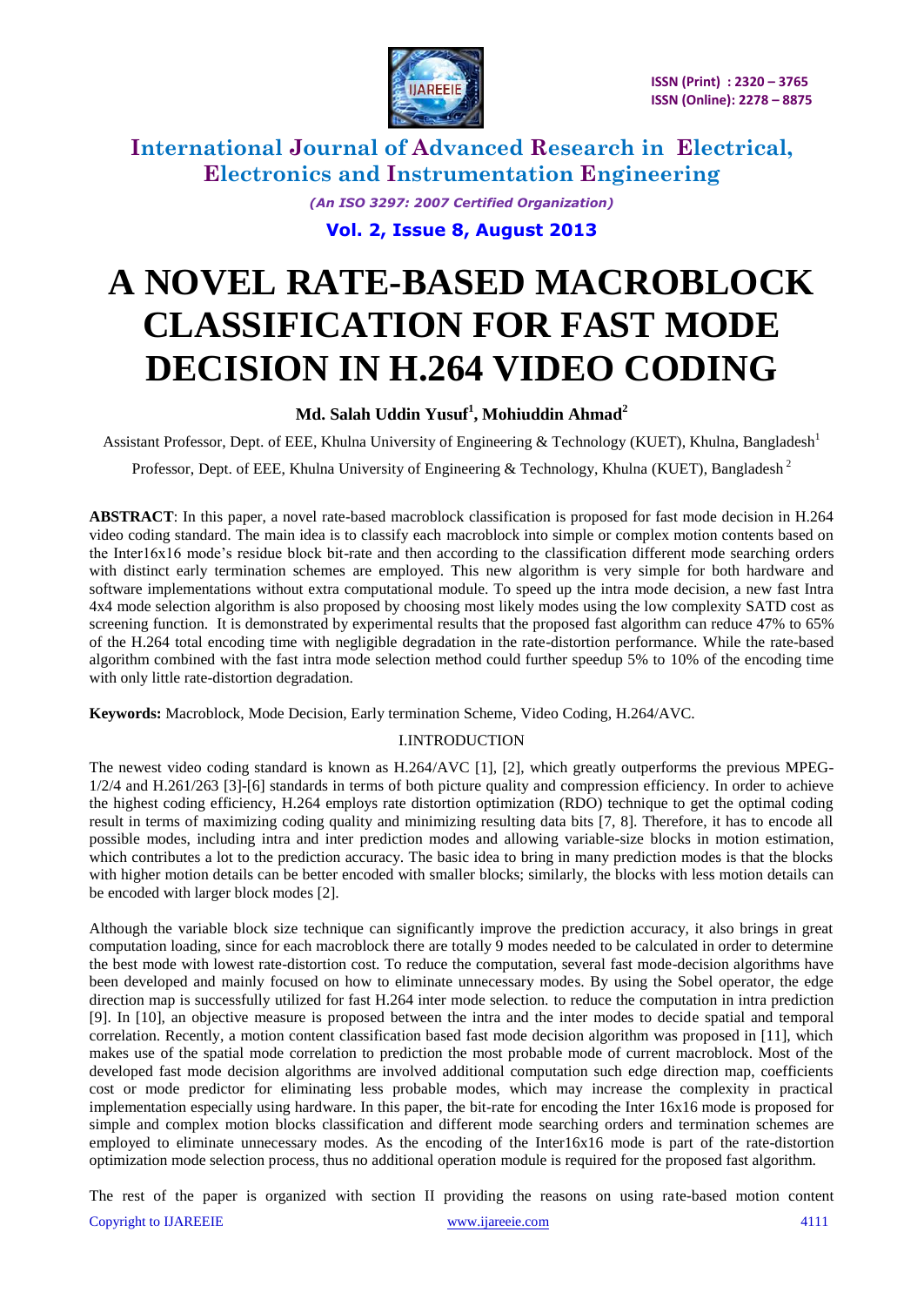# A NOVEL RATE-BASED MACROBLOCK CLASSIFICATION FOR FAST MODE DECISION IN H.264 VIDEO CODING

**Md. Salah Uddin Yusuf[1], Mohiuddin Ahmad[2]**

Assistant Professor, Dept. of EEE, Khulna University of Engineering & Technology (KUET), Khulna, Bangladesh[1]

Professor, Dept. of EEE, Khulna University of Engineering & Technology, Khulna (KUET), Bangladesh[2]

**ABSTRACT**: In this paper, a novel rate-based macroblock classification is proposed for fast mode decision in H.264 video coding standard. The main idea is to classify each macroblock into simple or complex motion contents based on the Inter16x16 mode's residue block bit-rate and then according to the classification different mode searching orders with distinct early termination schemes are employed. This new algorithm is very simple for both hardware and software implementations without extra computational module. To speed up the intra mode decision, a new fast Intra 4x4 mode selection algorithm is also proposed by choosing most likely modes using the low complexity SATD cost as screening function. It is demonstrated by experimental results that the proposed fast algorithm can reduce 47% to 65% of the H.264 total encoding time with negligible degradation in the rate-distortion performance. While the rate-based algorithm combined with the fast intra mode selection method could further speedup 5% to 10% of the encoding time with only little rate-distortion degradation.

**Keywords:** Macroblock, Mode Decision, Early termination Scheme, Video Coding, H.264/AVC.

## I.INTRODUCTION

The newest video coding standard is known as H.264/AVC [1], [2], which greatly outperforms the previous MPEG-1/2/4 and H.261/263 [3]-[6] standards in terms of both picture quality and compression efficiency. In order to achieve the highest coding efficiency, H.264 employs rate distortion optimization (RDO) technique to get the optimal coding result in terms of maximizing coding quality and minimizing resulting data bits [7, 8]. Therefore, it has to encode all possible modes, including intra and inter prediction modes and allowing variable-size blocks in motion estimation, which contributes a lot to the prediction accuracy. The basic idea to bring in many prediction modes is that the blocks with higher motion details can be better encoded with smaller blocks; similarly, the blocks with less motion details can be encoded with larger block modes [2].

Although the variable block size technique can significantly improve the prediction accuracy, it also brings in great computation loading, since for each macroblock there are totally 9 modes needed to be calculated in order to determine the best mode with lowest rate-distortion cost. To reduce the computation, several fast mode-decision algorithms have been developed and mainly focused on how to eliminate unnecessary modes. By using the Sobel operator, the edge direction map is successfully utilized for fast H.264 inter mode selection. to reduce the computation in intra prediction [9]. In [10], an objective measure is proposed between the intra and the inter modes to decide spatial and temporal correlation. Recently, a motion content classification based fast mode decision algorithm was proposed in [11], which makes use of the spatial mode correlation to prediction the most probable mode of current macroblock. Most of the developed fast mode decision algorithms are involved additional computation such edge direction map, coefficients cost or mode predictor for eliminating less probable modes, which may increase the complexity in practical implementation especially using hardware. In this paper, the bit-rate for encoding the Inter 16x16 mode is proposed for simple and complex motion blocks classification and different mode searching orders and termination schemes are employed to eliminate unnecessary modes. As the encoding of the Inter16x16 mode is part of the rate-distortion optimization mode selection process, thus no additional operation module is required for the proposed fast algorithm.

The rest of the paper is organized with section II providing the reasons on using rate-based motion content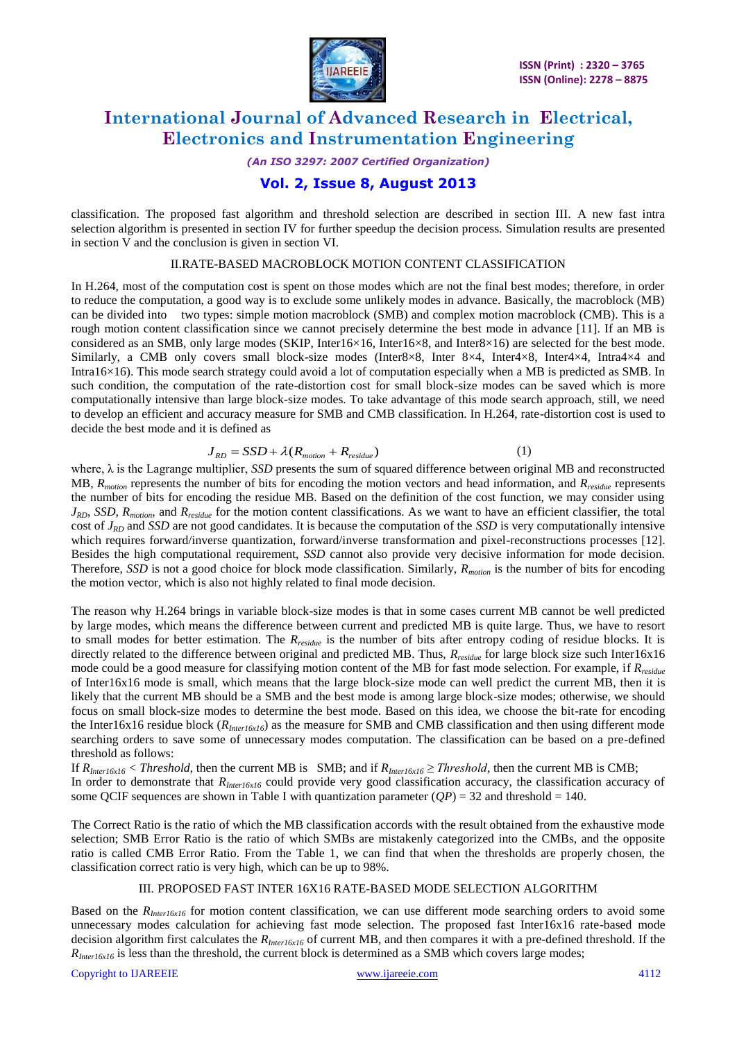classification. The proposed fast algorithm and threshold selection are described in section III. A new fast intra selection algorithm is presented in section IV for further speedup the decision process. Simulation results are presented in section V and the conclusion is given in section VI.

## II.RATE-BASED MACROBLOCK MOTION CONTENT CLASSIFICATION

In H.264, most of the computation cost is spent on those modes which are not the final best modes; therefore, in order to reduce the computation, a good way is to exclude some unlikely modes in advance. Basically, the macroblock (MB) can be divided into two types: simple motion macroblock (SMB) and complex motion macroblock (CMB). This is a rough motion content classification since we cannot precisely determine the best mode in advance [11]. If an MB is considered as an SMB, only large modes (SKIP, Inter16×16, Inter16×8, and Inter8×16) are selected for the best mode. Similarly, a CMB only covers small block-size modes (Inter8×8, Inter 8×4, Inter4×8, Inter4×4, Intra4×4 and Intra16×16). This mode search strategy could avoid a lot of computation especially when a MB is predicted as SMB. In such condition, the computation of the rate-distortion cost for small block-size modes can be saved which is more computationally intensive than large block-size modes. To take advantage of this mode search approach, still, we need to develop an efficient and accuracy measure for SMB and CMB classification. In H.264, rate-distortion cost is used to decide the best mode and it is defined as

$$J_{RD} = SSD + \lambda(R_{motion} + R_{residue}) \tag{1}$$

where, λ is the Lagrange multiplier, *SSD* presents the sum of squared difference between original MB and reconstructed MB, $R_{motion}$ represents the number of bits for encoding the motion vectors and head information, and $R_{residue}$ represents the number of bits for encoding the residue MB. Based on the definition of the cost function, we may consider using $J_{RD}$, *SSD*, $R_{motion}$, and $R_{residue}$ for the motion content classifications. As we want to have an efficient classifier, the total cost of $J_{RD}$ and *SSD* are not good candidates. It is because the computation of the *SSD* is very computationally intensive which requires forward/inverse quantization, forward/inverse transformation and pixel-reconstructions processes [12]. Besides the high computational requirement, *SSD* cannot also provide very decisive information for mode decision. Therefore, *SSD* is not a good choice for block mode classification. Similarly, $R_{motion}$ is the number of bits for encoding the motion vector, which is also not highly related to final mode decision.

The reason why H.264 brings in variable block-size modes is that in some cases current MB cannot be well predicted by large modes, which means the difference between current and predicted MB is quite large. Thus, we have to resort to small modes for better estimation. The $R_{residue}$ is the number of bits after entropy coding of residue blocks. It is directly related to the difference between original and predicted MB. Thus, $R_{residue}$ for large block size such Inter16x16 mode could be a good measure for classifying motion content of the MB for fast mode selection. For example, if $R_{residue}$ of Inter16x16 mode is small, which means that the large block-size mode can well predict the current MB, then it is likely that the current MB should be a SMB and the best mode is among large block-size modes; otherwise, we should focus on small block-size modes to determine the best mode. Based on this idea, we choose the bit-rate for encoding the Inter16x16 residue block ($R_{Inter16x16}$) as the measure for SMB and CMB classification and then using different mode searching orders to save some of unnecessary modes computation. The classification can be based on a pre-defined threshold as follows:

If $R_{Inter16x16} < Threshold$, then the current MB is SMB; and if $R_{Inter16x16} \geq Threshold$, then the current MB is CMB;

In order to demonstrate that $R_{Inter16x16}$ could provide very good classification accuracy, the classification accuracy of some QCIF sequences are shown in Table I with quantization parameter ($QP$) = 32 and threshold = 140.

The Correct Ratio is the ratio of which the MB classification accords with the result obtained from the exhaustive mode selection; SMB Error Ratio is the ratio of which SMBs are mistakenly categorized into the CMBs, and the opposite ratio is called CMB Error Ratio. From the Table 1, we can find that when the thresholds are properly chosen, the classification correct ratio is very high, which can be up to 98%.

## III. PROPOSED FAST INTER 16X16 RATE-BASED MODE SELECTION ALGORITHM

Based on the $R_{Inter16x16}$ for motion content classification, we can use different mode searching orders to avoid some unnecessary modes calculation for achieving fast mode selection. The proposed fast Inter16x16 rate-based mode decision algorithm first calculates the $R_{Inter16x16}$ of current MB, and then compares it with a pre-defined threshold. If the $R_{Inter16x16}$ is less than the threshold, the current block is determined as a SMB which covers large modes;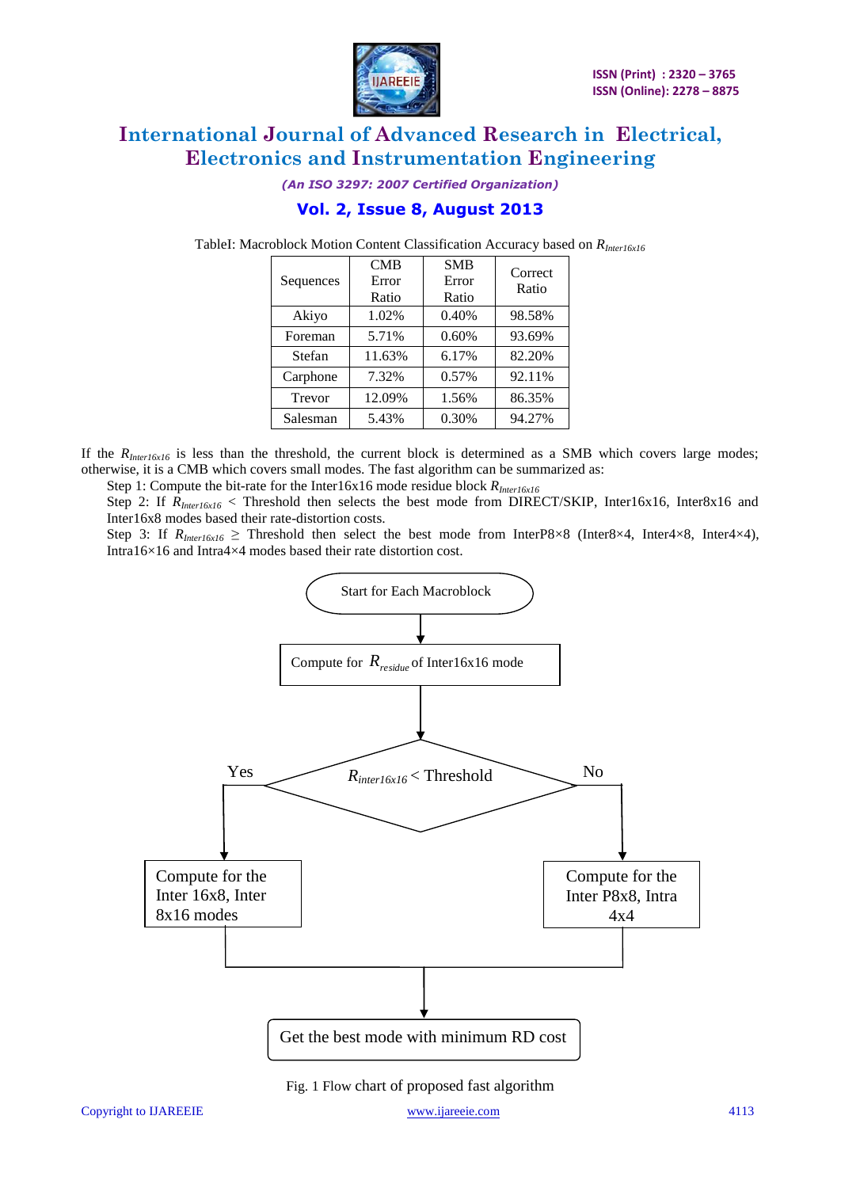TableI: Macroblock Motion Content Classification Accuracy based on $R_{Inter16x16}$

| Sequences | CMB Error Ratio | SMB Error Ratio | Correct Ratio |
|---|---|---|---|
| Akiyo | 1.02% | 0.40% | 98.58% |
| Foreman | 5.71% | 0.60% | 93.69% |
| Stefan | 11.63% | 6.17% | 82.20% |
| Carphone | 7.32% | 0.57% | 92.11% |
| Trevor | 12.09% | 1.56% | 86.35% |
| Salesman | 5.43% | 0.30% | 94.27% |

If the $R_{Inter16x16}$ is less than the threshold, the current block is determined as a SMB which covers large modes; otherwise, it is a CMB which covers small modes. The fast algorithm can be summarized as:

Step 1: Compute the bit-rate for the Inter16x16 mode residue block $R_{Inter16x16}$

Step 2: If $R_{Inter16x16}$ < Threshold then selects the best mode from DIRECT/SKIP, Inter16x16, Inter8x16 and Inter16x8 modes based their rate-distortion costs.

Step 3: If $R_{Inter16x16} \geq$ Threshold then select the best mode from InterP8×8 (Inter8×4, Inter4×8, Inter4×4), Intra16×16 and Intra4×4 modes based their rate distortion cost.

Start for Each Macroblock

Compute for $R_{residue}$ of Inter16x16 mode

$R_{inter16x16}$ < Threshold

Yes: Compute for the Inter 16x8, Inter 8x16 modes

No: Compute for the Inter P8x8, Intra 4x4

Get the best mode with minimum RD cost

Fig. 1 Flow chart of proposed fast algorithm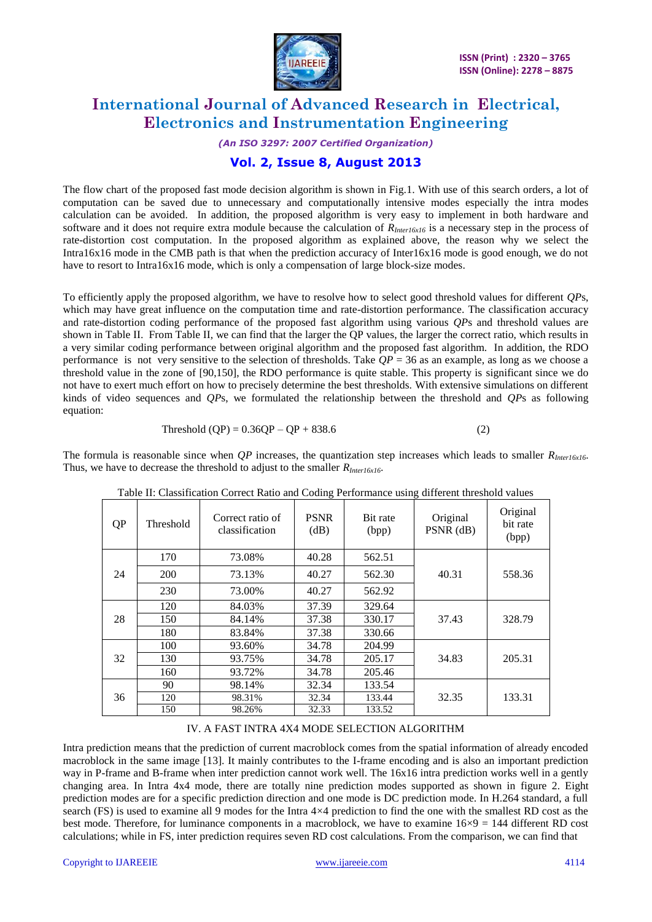The flow chart of the proposed fast mode decision algorithm is shown in Fig.1. With use of this search orders, a lot of computation can be saved due to unnecessary and computationally intensive modes especially the intra modes calculation can be avoided. In addition, the proposed algorithm is very easy to implement in both hardware and software and it does not require extra module because the calculation of $R_{Inter16x16}$ is a necessary step in the process of rate-distortion cost computation. In the proposed algorithm as explained above, the reason why we select the Intra16x16 mode in the CMB path is that when the prediction accuracy of Inter16x16 mode is good enough, we do not have to resort to Intra16x16 mode, which is only a compensation of large block-size modes.

To efficiently apply the proposed algorithm, we have to resolve how to select good threshold values for different *QP*s, which may have great influence on the computation time and rate-distortion performance. The classification accuracy and rate-distortion coding performance of the proposed fast algorithm using various *QP*s and threshold values are shown in Table II. From Table II, we can find that the larger the QP values, the larger the correct ratio, which results in a very similar coding performance between original algorithm and the proposed fast algorithm. In addition, the RDO performance is not very sensitive to the selection of thresholds. Take $QP = 36$ as an example, as long as we choose a threshold value in the zone of [90,150], the RDO performance is quite stable. This property is significant since we do not have to exert much effort on how to precisely determine the best thresholds. With extensive simulations on different kinds of video sequences and *QP*s, we formulated the relationship between the threshold and *QP*s as following equation:

$$\text{Threshold (QP)} = 0.36QP - QP + 838.6 \qquad (2)$$

The formula is reasonable since when *QP* increases, the quantization step increases which leads to smaller $R_{Inter16x16}$. Thus, we have to decrease the threshold to adjust to the smaller $R_{Inter16x16}$.

Table II: Classification Correct Ratio and Coding Performance using different threshold values

| QP | Threshold | Correct ratio of classification | PSNR (dB) | Bit rate (bpp) | Original PSNR (dB) | Original bit rate (bpp) |
|---|---|---|---|---|---|---|
| 24 | 170 | 73.08% | 40.28 | 562.51 | 40.31 | 558.36 |
| | 200 | 73.13% | 40.27 | 562.30 | | |
| | 230 | 73.00% | 40.27 | 562.92 | | |
| 28 | 120 | 84.03% | 37.39 | 329.64 | 37.43 | 328.79 |
| | 150 | 84.14% | 37.38 | 330.17 | | |
| | 180 | 83.84% | 37.38 | 330.66 | | |
| 32 | 100 | 93.60% | 34.78 | 204.99 | 34.83 | 205.31 |
| | 130 | 93.75% | 34.78 | 205.17 | | |
| | 160 | 93.72% | 34.78 | 205.46 | | |
| 36 | 90 | 98.14% | 32.34 | 133.54 | 32.35 | 133.31 |
| | 120 | 98.31% | 32.34 | 133.44 | | |
| | 150 | 98.26% | 32.33 | 133.52 | | |

## IV. A FAST INTRA 4X4 MODE SELECTION ALGORITHM

Intra prediction means that the prediction of current macroblock comes from the spatial information of already encoded macroblock in the same image [13]. It mainly contributes to the I-frame encoding and is also an important prediction way in P-frame and B-frame when inter prediction cannot work well. The 16x16 intra prediction works well in a gently changing area. In Intra 4x4 mode, there are totally nine prediction modes supported as shown in figure 2. Eight prediction modes are for a specific prediction direction and one mode is DC prediction mode. In H.264 standard, a full search (FS) is used to examine all 9 modes for the Intra 4×4 prediction to find the one with the smallest RD cost as the best mode. Therefore, for luminance components in a macroblock, we have to examine $16 \times 9 = 144$ different RD cost calculations; while in FS, inter prediction requires seven RD cost calculations. From the comparison, we can find that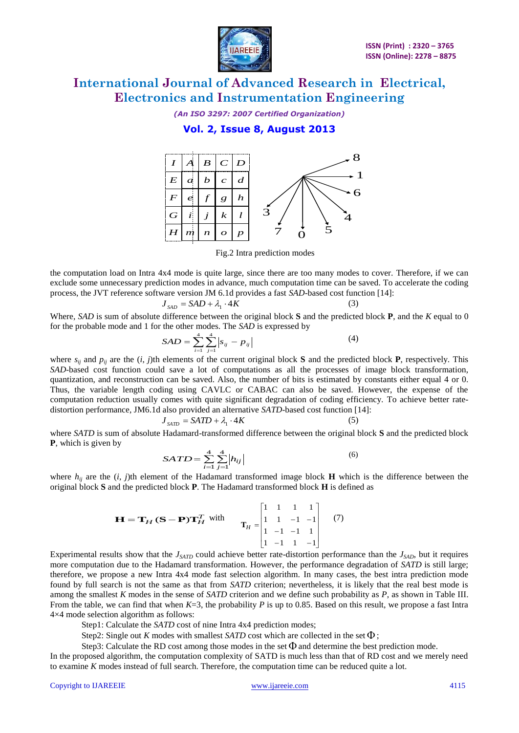| I | A | B | C | D |
|---|---|---|---|---|
| E | a | b | c | d |
| F | e | f | g | h |
| G | i | j | k | l |
| H | m | n | o | p |

Fig.2 Intra prediction modes

the computation load on Intra 4x4 mode is quite large, since there are too many modes to cover. Therefore, if we can exclude some unnecessary prediction modes in advance, much computation time can be saved. To accelerate the coding process, the JVT reference software version JM 6.1d provides a fast *SAD*-based cost function [14]:

$$J_{SAD} = SAD + \lambda_1 \cdot 4K \tag{3}$$

Where, *SAD* is sum of absolute difference between the original block **S** and the predicted block **P**, and the *K* equal to 0 for the probable mode and 1 for the other modes. The *SAD* is expressed by

$$SAD = \sum_{i=1}^{4}\sum_{j=1}^{4}\left|s_{ij} - p_{ij}\right| \tag{4}$$

where $s_{ij}$ and $p_{ij}$ are the $(i, j)$th elements of the current original block **S** and the predicted block **P**, respectively. This *SAD*-based cost function could save a lot of computations as all the processes of image block transformation, quantization, and reconstruction can be saved. Also, the number of bits is estimated by constants either equal 4 or 0. Thus, the variable length coding using CAVLC or CABAC can also be saved. However, the expense of the computation reduction usually comes with quite significant degradation of coding efficiency. To achieve better rate-distortion performance, JM6.1d also provided an alternative *SATD*-based cost function [14]:

$$J_{SATD} = SATD + \lambda_1 \cdot 4K \tag{5}$$

where *SATD* is sum of absolute Hadamard-transformed difference between the original block **S** and the predicted block **P**, which is given by

$$SATD = \sum_{i=1}^{4}\sum_{j=1}^{4}\left|h_{ij}\right| \tag{6}$$

where $h_{ij}$ are the $(i, j)$th element of the Hadamard transformed image block **H** which is the difference between the original block **S** and the predicted block **P**. The Hadamard transformed block **H** is defined as

$$\mathbf{H} = \mathbf{T}_H(\mathbf{S}-\mathbf{P})\mathbf{T}_H^T \text{ with } \mathbf{T}_H = \begin{bmatrix} 1 & 1 & 1 & 1 \\ 1 & 1 & -1 & -1 \\ 1 & -1 & -1 & 1 \\ 1 & -1 & 1 & -1 \end{bmatrix} \tag{7}$$

Experimental results show that the $J_{SATD}$ could achieve better rate-distortion performance than the $J_{SAD}$, but it requires more computation due to the Hadamard transformation. However, the performance degradation of *SATD* is still large; therefore, we propose a new Intra 4x4 mode fast selection algorithm. In many cases, the best intra prediction mode found by full search is not the same as that from *SATD* criterion; nevertheless, it is likely that the real best mode is among the smallest *K* modes in the sense of *SATD* criterion and we define such probability as *P*, as shown in Table III. From the table, we can find that when $K$=3, the probability *P* is up to 0.85. Based on this result, we propose a fast Intra 4×4 mode selection algorithm as follows:

Step1: Calculate the *SATD* cost of nine Intra 4x4 prediction modes;

Step2: Single out *K* modes with smallest *SATD* cost which are collected in the set $\Phi$;

Step3: Calculate the RD cost among those modes in the set $\Phi$ and determine the best prediction mode.

In the proposed algorithm, the computation complexity of SATD is much less than that of RD cost and we merely need to examine *K* modes instead of full search. Therefore, the computation time can be reduced quite a lot.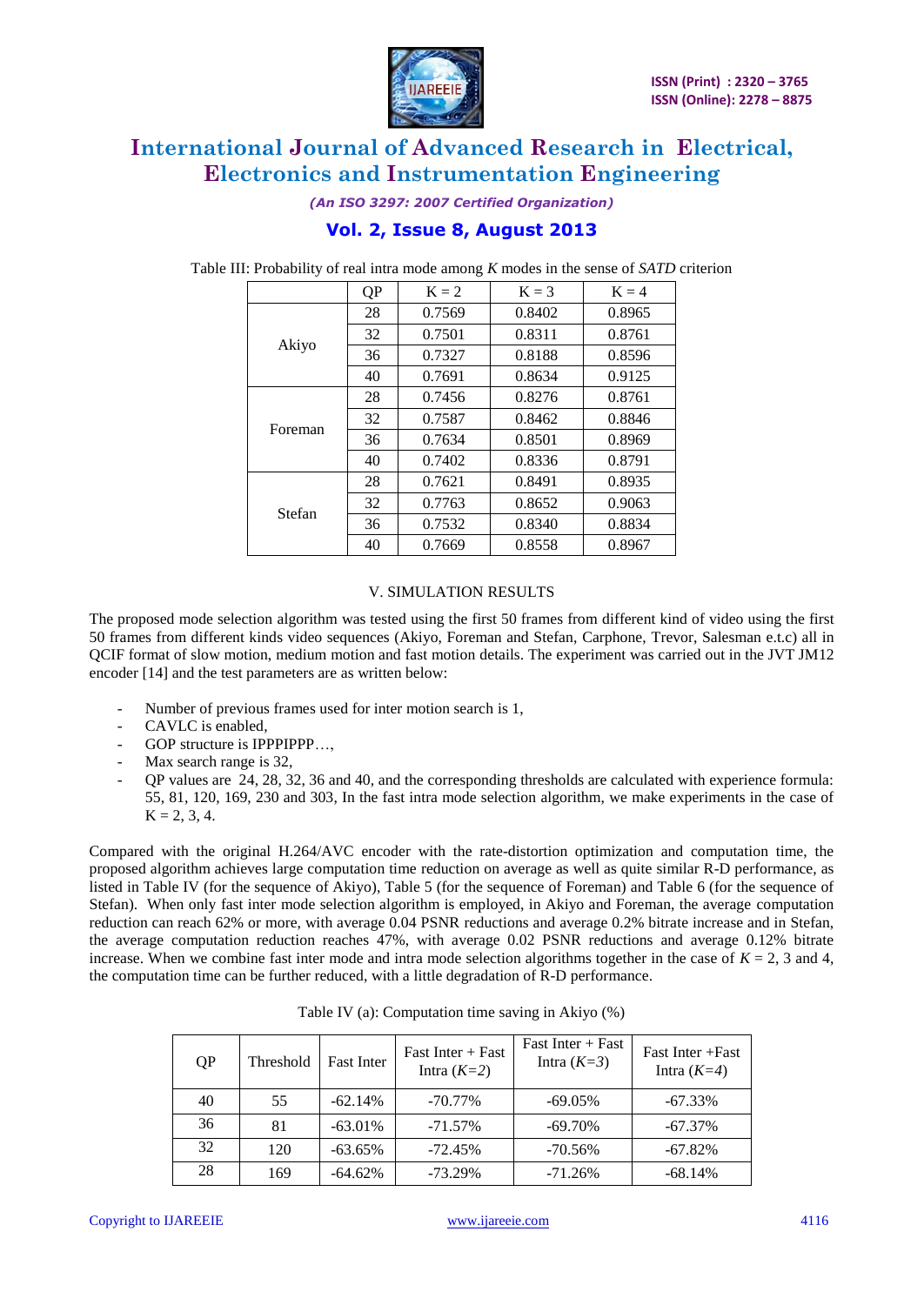Table III: Probability of real intra mode among $K$ modes in the sense of *SATD* criterion

| | QP | K = 2 | K = 3 | K = 4 |
|---|---|---|---|---|
| Akiyo | 28 | 0.7569 | 0.8402 | 0.8965 |
| | 32 | 0.7501 | 0.8311 | 0.8761 |
| | 36 | 0.7327 | 0.8188 | 0.8596 |
| | 40 | 0.7691 | 0.8634 | 0.9125 |
| Foreman | 28 | 0.7456 | 0.8276 | 0.8761 |
| | 32 | 0.7587 | 0.8462 | 0.8846 |
| | 36 | 0.7634 | 0.8501 | 0.8969 |
| | 40 | 0.7402 | 0.8336 | 0.8791 |
| Stefan | 28 | 0.7621 | 0.8491 | 0.8935 |
| | 32 | 0.7763 | 0.8652 | 0.9063 |
| | 36 | 0.7532 | 0.8340 | 0.8834 |
| | 40 | 0.7669 | 0.8558 | 0.8967 |

## V. SIMULATION RESULTS

The proposed mode selection algorithm was tested using the first 50 frames from different kind of video using the first 50 frames from different kinds video sequences (Akiyo, Foreman and Stefan, Carphone, Trevor, Salesman e.t.c) all in QCIF format of slow motion, medium motion and fast motion details. The experiment was carried out in the JVT JM12 encoder [14] and the test parameters are as written below:

- Number of previous frames used for inter motion search is 1,
- CAVLC is enabled,
- GOP structure is IPPPIPPP…,
- Max search range is 32,
- QP values are 24, 28, 32, 36 and 40, and the corresponding thresholds are calculated with experience formula: 55, 81, 120, 169, 230 and 303, In the fast intra mode selection algorithm, we make experiments in the case of K = 2, 3, 4.

Compared with the original H.264/AVC encoder with the rate-distortion optimization and computation time, the proposed algorithm achieves large computation time reduction on average as well as quite similar R-D performance, as listed in Table IV (for the sequence of Akiyo), Table 5 (for the sequence of Foreman) and Table 6 (for the sequence of Stefan). When only fast inter mode selection algorithm is employed, in Akiyo and Foreman, the average computation reduction can reach 62% or more, with average 0.04 PSNR reductions and average 0.2% bitrate increase and in Stefan, the average computation reduction reaches 47%, with average 0.02 PSNR reductions and average 0.12% bitrate increase. When we combine fast inter mode and intra mode selection algorithms together in the case of $K = 2$, 3 and 4, the computation time can be further reduced, with a little degradation of R-D performance.

Table IV (a): Computation time saving in Akiyo (%)

| QP | Threshold | Fast Inter | Fast Inter + Fast Intra ($K=2$) | Fast Inter + Fast Intra ($K=3$) | Fast Inter +Fast Intra ($K=4$) |
|---|---|---|---|---|---|
| 40 | 55 | -62.14% | -70.77% | -69.05% | -67.33% |
| 36 | 81 | -63.01% | -71.57% | -69.70% | -67.37% |
| 32 | 120 | -63.65% | -72.45% | -70.56% | -67.82% |
| 28 | 169 | -64.62% | -73.29% | -71.26% | -68.14% |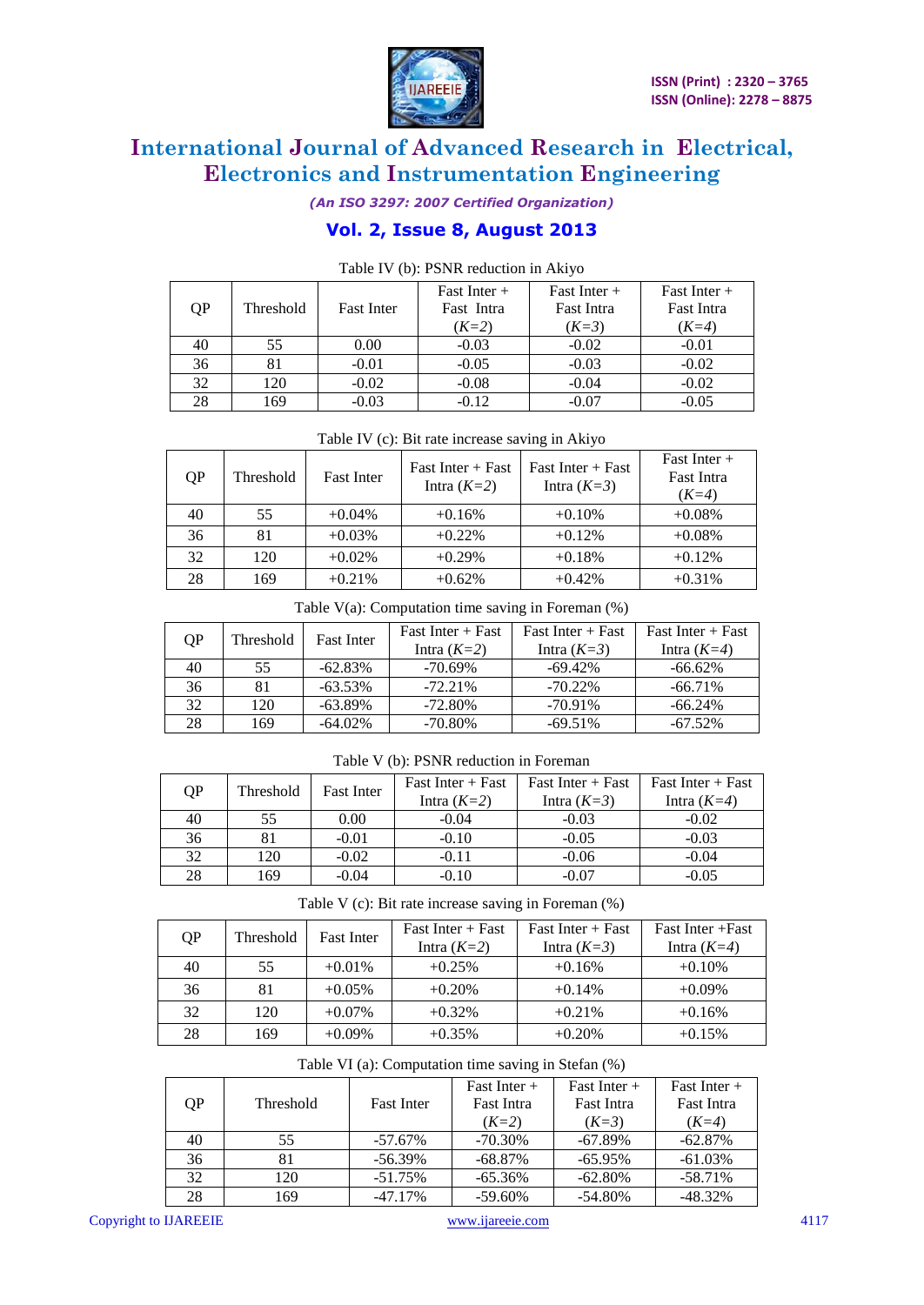Table IV (b): PSNR reduction in Akiyo

| QP | Threshold | Fast Inter | Fast Inter + Fast Intra ($K=2$) | Fast Inter + Fast Intra ($K=3$) | Fast Inter + Fast Intra ($K=4$) |
|---|---|---|---|---|---|
| 40 | 55 | 0.00 | -0.03 | -0.02 | -0.01 |
| 36 | 81 | -0.01 | -0.05 | -0.03 | -0.02 |
| 32 | 120 | -0.02 | -0.08 | -0.04 | -0.02 |
| 28 | 169 | -0.03 | -0.12 | -0.07 | -0.05 |

Table IV (c): Bit rate increase saving in Akiyo

| QP | Threshold | Fast Inter | Fast Inter + Fast Intra ($K=2$) | Fast Inter + Fast Intra ($K=3$) | Fast Inter + Fast Intra ($K=4$) |
|---|---|---|---|---|---|
| 40 | 55 | +0.04% | +0.16% | +0.10% | +0.08% |
| 36 | 81 | +0.03% | +0.22% | +0.12% | +0.08% |
| 32 | 120 | +0.02% | +0.29% | +0.18% | +0.12% |
| 28 | 169 | +0.21% | +0.62% | +0.42% | +0.31% |

Table V(a): Computation time saving in Foreman (%)

| QP | Threshold | Fast Inter | Fast Inter + Fast Intra ($K=2$) | Fast Inter + Fast Intra ($K=3$) | Fast Inter + Fast Intra ($K=4$) |
|---|---|---|---|---|---|
| 40 | 55 | -62.83% | -70.69% | -69.42% | -66.62% |
| 36 | 81 | -63.53% | -72.21% | -70.22% | -66.71% |
| 32 | 120 | -63.89% | -72.80% | -70.91% | -66.24% |
| 28 | 169 | -64.02% | -70.80% | -69.51% | -67.52% |

Table V (b): PSNR reduction in Foreman

| QP | Threshold | Fast Inter | Fast Inter + Fast Intra ($K=2$) | Fast Inter + Fast Intra ($K=3$) | Fast Inter + Fast Intra ($K=4$) |
|---|---|---|---|---|---|
| 40 | 55 | 0.00 | -0.04 | -0.03 | -0.02 |
| 36 | 81 | -0.01 | -0.10 | -0.05 | -0.03 |
| 32 | 120 | -0.02 | -0.11 | -0.06 | -0.04 |
| 28 | 169 | -0.04 | -0.10 | -0.07 | -0.05 |

Table V (c): Bit rate increase saving in Foreman (%)

| QP | Threshold | Fast Inter | Fast Inter + Fast Intra ($K=2$) | Fast Inter + Fast Intra ($K=3$) | Fast Inter +Fast Intra ($K=4$) |
|---|---|---|---|---|---|
| 40 | 55 | +0.01% | +0.25% | +0.16% | +0.10% |
| 36 | 81 | +0.05% | +0.20% | +0.14% | +0.09% |
| 32 | 120 | +0.07% | +0.32% | +0.21% | +0.16% |
| 28 | 169 | +0.09% | +0.35% | +0.20% | +0.15% |

Table VI (a): Computation time saving in Stefan (%)

| QP | Threshold | Fast Inter | Fast Inter + Fast Intra ($K=2$) | Fast Inter + Fast Intra ($K=3$) | Fast Inter + Fast Intra ($K=4$) |
|---|---|---|---|---|---|
| 40 | 55 | -57.67% | -70.30% | -67.89% | -62.87% |
| 36 | 81 | -56.39% | -68.87% | -65.95% | -61.03% |
| 32 | 120 | -51.75% | -65.36% | -62.80% | -58.71% |
| 28 | 169 | -47.17% | -59.60% | -54.80% | -48.32% |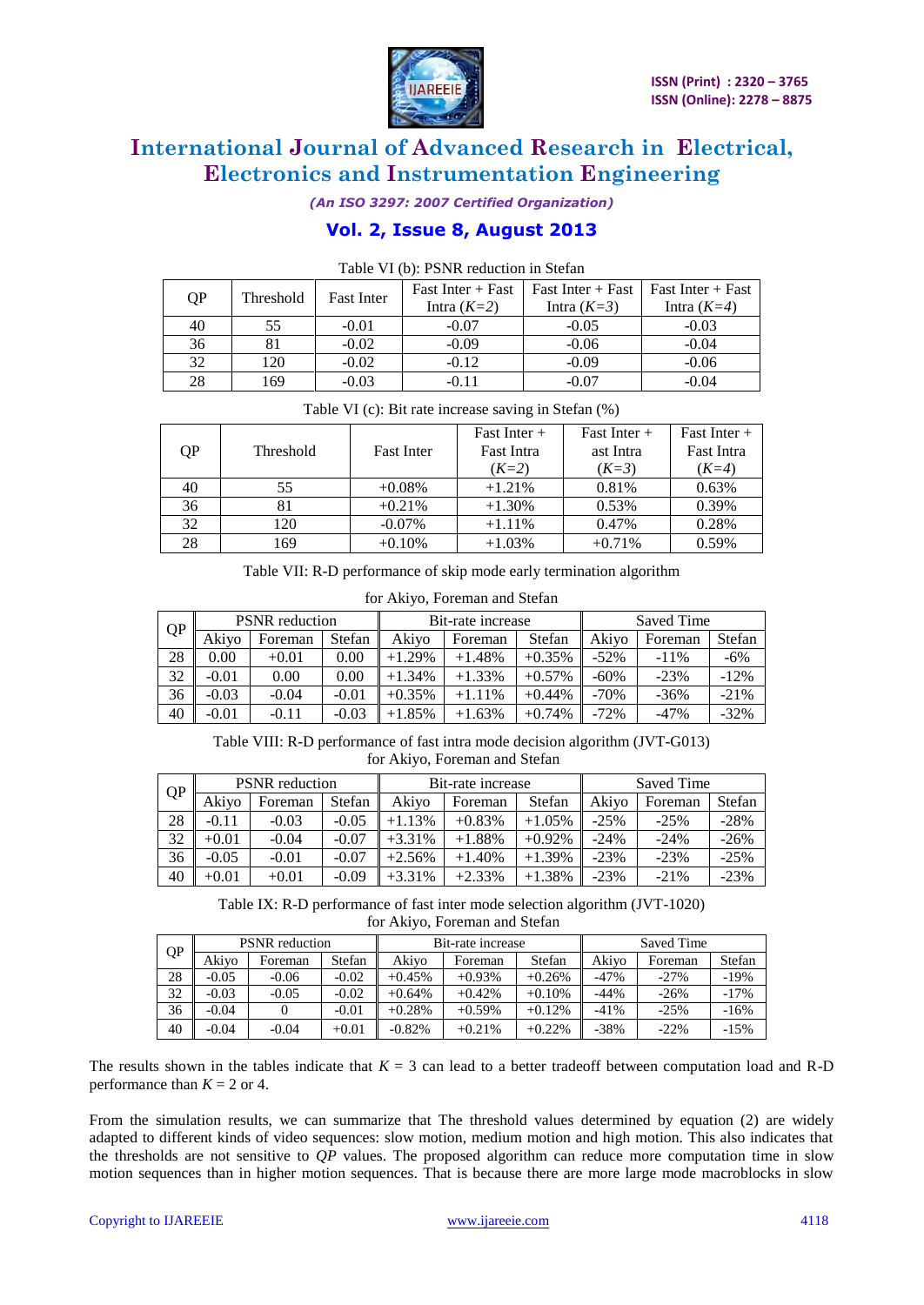Table VI (b): PSNR reduction in Stefan

| QP | Threshold | Fast Inter | Fast Inter + Fast Intra (*K=2*) | Fast Inter + Fast Intra (*K=3*) | Fast Inter + Fast Intra (*K=4*) |
|---|---|---|---|---|---|
| 40 | 55 | -0.01 | -0.07 | -0.05 | -0.03 |
| 36 | 81 | -0.02 | -0.09 | -0.06 | -0.04 |
| 32 | 120 | -0.02 | -0.12 | -0.09 | -0.06 |
| 28 | 169 | -0.03 | -0.11 | -0.07 | -0.04 |

Table VI (c): Bit rate increase saving in Stefan (%)

| QP | Threshold | Fast Inter | Fast Inter + Fast Intra (*K=2*) | Fast Inter + ast Intra (*K=3*) | Fast Inter + Fast Intra (*K=4*) |
|---|---|---|---|---|---|
| 40 | 55 | +0.08% | +1.21% | 0.81% | 0.63% |
| 36 | 81 | +0.21% | +1.30% | 0.53% | 0.39% |
| 32 | 120 | -0.07% | +1.11% | 0.47% | 0.28% |
| 28 | 169 | +0.10% | +1.03% | +0.71% | 0.59% |

Table VII: R-D performance of skip mode early termination algorithm for Akiyo, Foreman and Stefan

| QP | PSNR reduction | | | Bit-rate increase | | | Saved Time | | |
|---|---|---|---|---|---|---|---|---|---|
| | Akiyo | Foreman | Stefan | Akiyo | Foreman | Stefan | Akiyo | Foreman | Stefan |
| 28 | 0.00 | +0.01 | 0.00 | +1.29% | +1.48% | +0.35% | -52% | -11% | -6% |
| 32 | -0.01 | 0.00 | 0.00 | +1.34% | +1.33% | +0.57% | -60% | -23% | -12% |
| 36 | -0.03 | -0.04 | -0.01 | +0.35% | +1.11% | +0.44% | -70% | -36% | -21% |
| 40 | -0.01 | -0.11 | -0.03 | +1.85% | +1.63% | +0.74% | -72% | -47% | -32% |

Table VIII: R-D performance of fast intra mode decision algorithm (JVT-G013) for Akiyo, Foreman and Stefan

| QP | PSNR reduction | | | Bit-rate increase | | | Saved Time | | |
|---|---|---|---|---|---|---|---|---|---|
| | Akiyo | Foreman | Stefan | Akiyo | Foreman | Stefan | Akiyo | Foreman | Stefan |
| 28 | -0.11 | -0.03 | -0.05 | +1.13% | +0.83% | +1.05% | -25% | -25% | -28% |
| 32 | +0.01 | -0.04 | -0.07 | +3.31% | +1.88% | +0.92% | -24% | -24% | -26% |
| 36 | -0.05 | -0.01 | -0.07 | +2.56% | +1.40% | +1.39% | -23% | -23% | -25% |
| 40 | +0.01 | +0.01 | -0.09 | +3.31% | +2.33% | +1.38% | -23% | -21% | -23% |

Table IX: R-D performance of fast inter mode selection algorithm (JVT-1020) for Akiyo, Foreman and Stefan

| QP | PSNR reduction | | | Bit-rate increase | | | Saved Time | | |
|---|---|---|---|---|---|---|---|---|---|
| | Akiyo | Foreman | Stefan | Akiyo | Foreman | Stefan | Akiyo | Foreman | Stefan |
| 28 | -0.05 | -0.06 | -0.02 | +0.45% | +0.93% | +0.26% | -47% | -27% | -19% |
| 32 | -0.03 | -0.05 | -0.02 | +0.64% | +0.42% | +0.10% | -44% | -26% | -17% |
| 36 | -0.04 | 0 | -0.01 | +0.28% | +0.59% | +0.12% | -41% | -25% | -16% |
| 40 | -0.04 | -0.04 | +0.01 | -0.82% | +0.21% | +0.22% | -38% | -22% | -15% |

The results shown in the tables indicate that $K = 3$ can lead to a better tradeoff between computation load and R-D performance than $K = 2$ or 4.

From the simulation results, we can summarize that The threshold values determined by equation (2) are widely adapted to different kinds of video sequences: slow motion, medium motion and high motion. This also indicates that the thresholds are not sensitive to *QP* values. The proposed algorithm can reduce more computation time in slow motion sequences than in higher motion sequences. That is because there are more large mode macroblocks in slow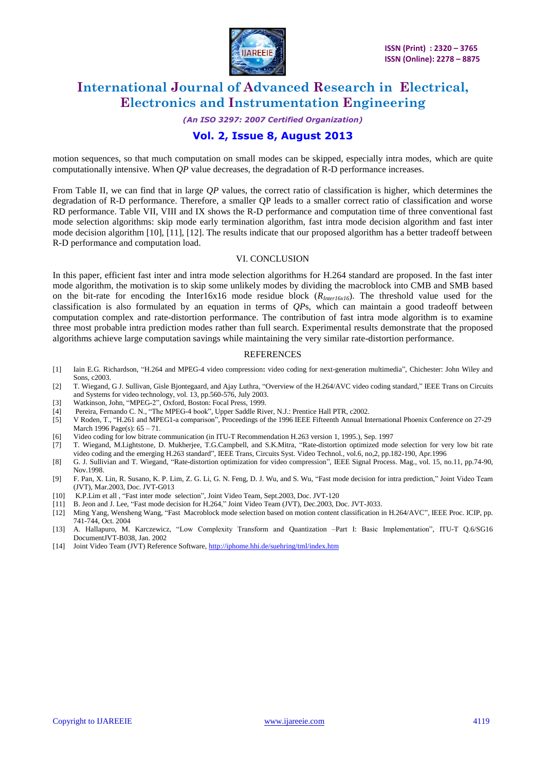motion sequences, so that much computation on small modes can be skipped, especially intra modes, which are quite computationally intensive. When *QP* value decreases, the degradation of R-D performance increases.

From Table II, we can find that in large *QP* values, the correct ratio of classification is higher, which determines the degradation of R-D performance. Therefore, a smaller QP leads to a smaller correct ratio of classification and worse RD performance. Table VII, VIII and IX shows the R-D performance and computation time of three conventional fast mode selection algorithms: skip mode early termination algorithm, fast intra mode decision algorithm and fast inter mode decision algorithm [10], [11], [12]. The results indicate that our proposed algorithm has a better tradeoff between R-D performance and computation load.

## VI. CONCLUSION

In this paper, efficient fast inter and intra mode selection algorithms for H.264 standard are proposed. In the fast inter mode algorithm, the motivation is to skip some unlikely modes by dividing the macroblock into CMB and SMB based on the bit-rate for encoding the Inter16x16 mode residue block ($R_{Inter16x16}$). The threshold value used for the classification is also formulated by an equation in terms of *QP*s, which can maintain a good tradeoff between computation complex and rate-distortion performance. The contribution of fast intra mode algorithm is to examine three most probable intra prediction modes rather than full search. Experimental results demonstrate that the proposed algorithms achieve large computation savings while maintaining the very similar rate-distortion performance.

## REFERENCES

[1] Iain E.G. Richardson, "H.264 and MPEG-4 video compression**:** video coding for next-generation multimedia", Chichester: John Wiley and Sons, c2003.

[2] T. Wiegand, G J. Sullivan, Gisle Bjontegaard, and Ajay Luthra, "Overview of the H.264/AVC video coding standard," IEEE Trans on Circuits and Systems for video technology, vol. 13, pp.560-576, July 2003.

[3] Watkinson, John, "MPEG-2", Oxford, Boston: Focal Press, 1999.

[4] Pereira, Fernando C. N., "The MPEG-4 book", Upper Saddle River, N.J.: Prentice Hall PTR, c2002.

[5] V Roden, T., "H.261 and MPEG1-a comparison", Proceedings of the 1996 IEEE Fifteenth Annual International Phoenix Conference on 27-29 March 1996 Page(s): 65 – 71.

[6] Video coding for low bitrate communication (in ITU-T Recommendation H.263 version 1, 1995.), Sep. 1997

[7] T. Wiegand, M.Lightstone, D. Mukherjee, T.G.Campbell, and S.K.Mitra, "Rate-distortion optimized mode selection for very low bit rate video coding and the emerging H.263 standard", IEEE Trans, Circuits Syst. Video Technol., vol.6, no,2, pp.182-190, Apr.1996

[8] G. J. Sullivian and T. Wiegand, "Rate-distortion optimization for video compression", IEEE Signal Process. Mag., vol. 15, no.11, pp.74-90, Nov.1998.

[9] F. Pan, X. Lin, R. Susano, K. P. Lim, Z. G. Li, G. N. Feng, D. J. Wu, and S. Wu, "Fast mode decision for intra prediction," Joint Video Team (JVT), Mar.2003, Doc. JVT-G013

[10] K.P.Lim et all , "Fast inter mode selection", Joint Video Team, Sept.2003, Doc. JVT-120

[11] B. Jeon and J. Lee, "Fast mode decision for H.264," Joint Video Team (JVT), Dec.2003, Doc. JVT-J033.

[12] Ming Yang, Wensheng Wang, "Fast Macroblock mode selection based on motion content classification in H.264/AVC", IEEE Proc. ICIP, pp. 741-744, Oct. 2004

[13] A. Hallapuro, M. Karczewicz, "Low Complexity Transform and Quantization –Part I: Basic Implementation", ITU-T Q.6/SG16 DocumentJVT-B038, Jan. 2002

[14] Joint Video Team (JVT) Reference Software, http://iphome.hhi.de/suehring/tml/index.htm